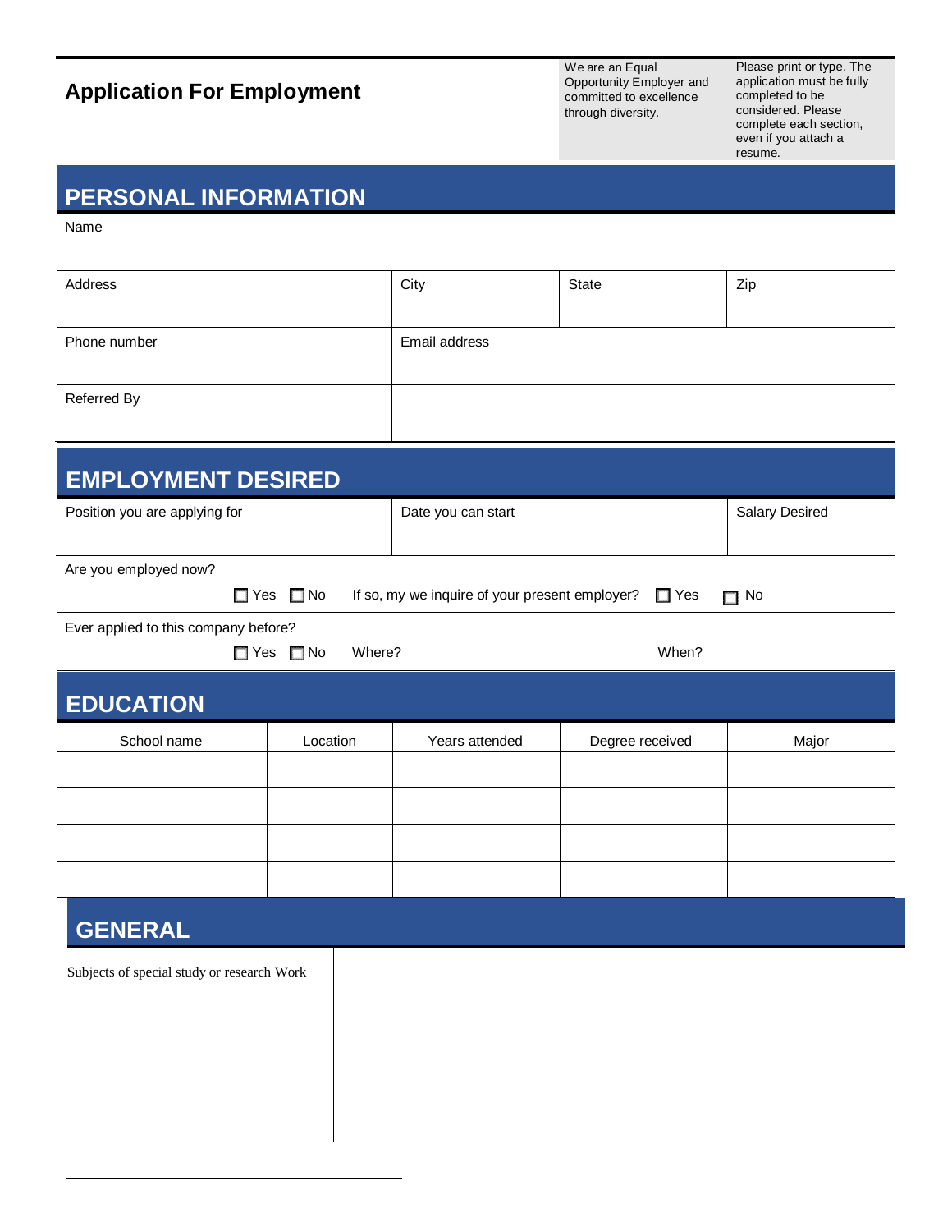# Application For Employment

We are an Equal Opportunity Employer and committed to excellence through diversity.

Please print or type. The application must be fully completed to be considered. Please complete each section, even if you attach a resume.

## PERSONAL INFORMATION

Name

| Address | City | State | Zip |
|---|---|---|---|
| Phone number | Email address | | |
| Referred By | | | |

## EMPLOYMENT DESIRED

| Position you are applying for | Date you can start | Salary Desired |
|---|---|---|
| | | |

Are you employed now?

☐ Yes ☐ No    If so, my we inquire of your present employer? ☐ Yes ☐ No

Ever applied to this company before?

☐ Yes ☐ No    Where?    When?

## EDUCATION

| School name | Location | Years attended | Degree received | Major |
|---|---|---|---|---|
| | | | | |
| | | | | |
| | | | | |
| | | | | |

## GENERAL

| Subjects of special study or research Work | |
|---|---|
| | |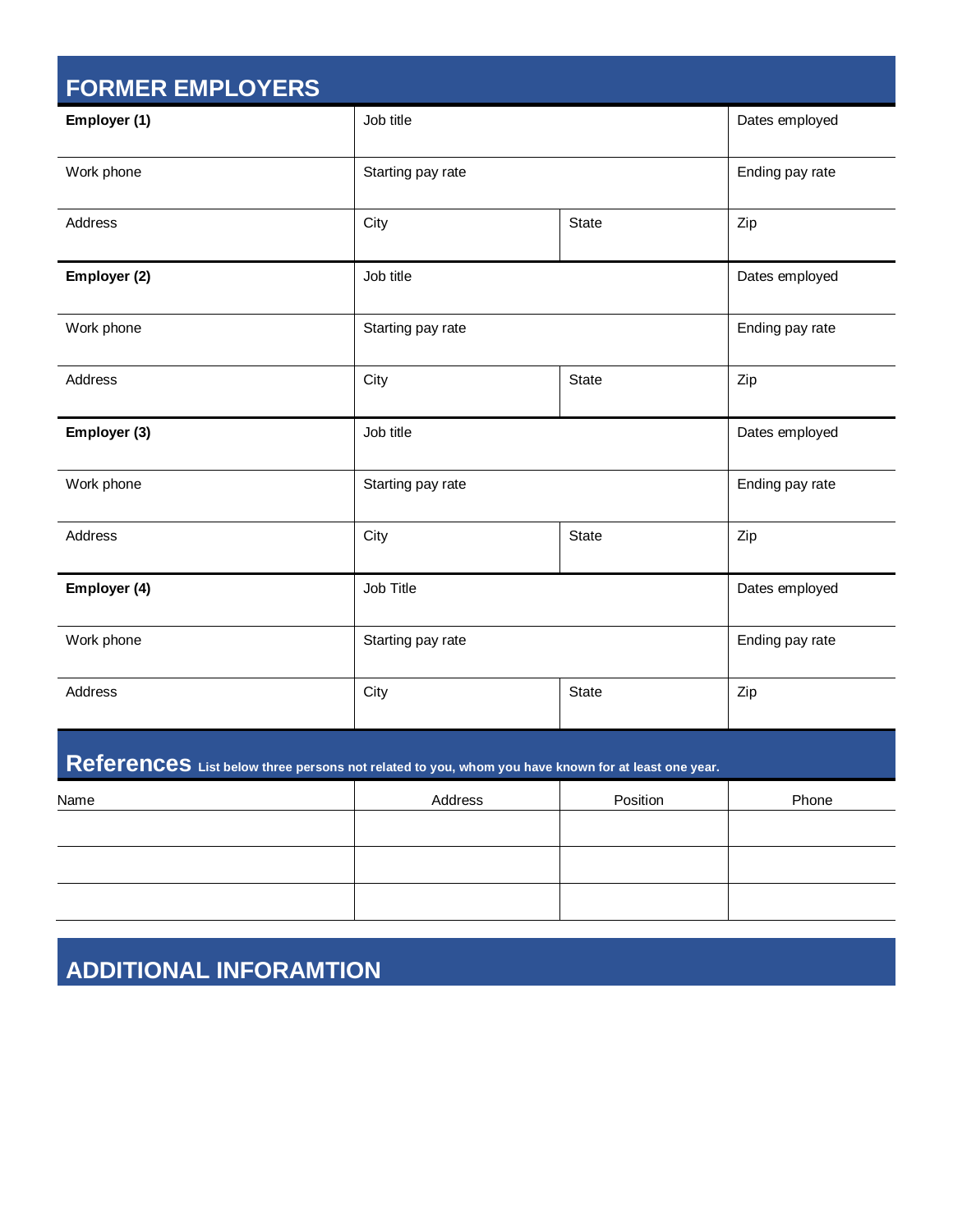## FORMER EMPLOYERS

| **Employer (1)** | Job title | | Dates employed |
|---|---|---|---|
| Work phone | Starting pay rate | | Ending pay rate |
| Address | City | State | Zip |
| **Employer (2)** | Job title | | Dates employed |
| Work phone | Starting pay rate | | Ending pay rate |
| Address | City | State | Zip |
| **Employer (3)** | Job title | | Dates employed |
| Work phone | Starting pay rate | | Ending pay rate |
| Address | City | State | Zip |
| **Employer (4)** | Job Title | | Dates employed |
| Work phone | Starting pay rate | | Ending pay rate |
| Address | City | State | Zip |

## References **List below three persons not related to you, whom you have known for at least one year.**

| Name | Address | Position | Phone |
|---|---|---|---|
| | | | |
| | | | |
| | | | |

## ADDITIONAL INFORAMTION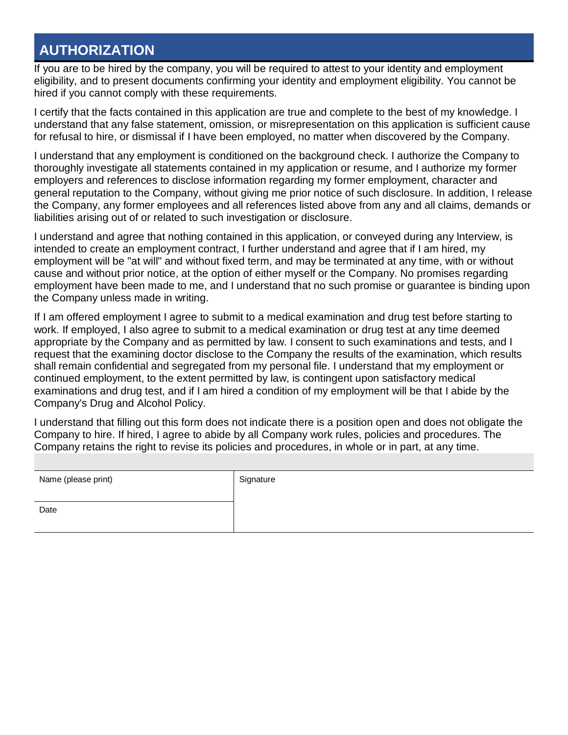## AUTHORIZATION

If you are to be hired by the company, you will be required to attest to your identity and employment eligibility, and to present documents confirming your identity and employment eligibility. You cannot be hired if you cannot comply with these requirements.

I certify that the facts contained in this application are true and complete to the best of my knowledge. I understand that any false statement, omission, or misrepresentation on this application is sufficient cause for refusal to hire, or dismissal if I have been employed, no matter when discovered by the Company.

I understand that any employment is conditioned on the background check. I authorize the Company to thoroughly investigate all statements contained in my application or resume, and I authorize my former employers and references to disclose information regarding my former employment, character and general reputation to the Company, without giving me prior notice of such disclosure. In addition, I release the Company, any former employees and all references listed above from any and all claims, demands or liabilities arising out of or related to such investigation or disclosure.

I understand and agree that nothing contained in this application, or conveyed during any Interview, is intended to create an employment contract, I further understand and agree that if I am hired, my employment will be "at will" and without fixed term, and may be terminated at any time, with or without cause and without prior notice, at the option of either myself or the Company. No promises regarding employment have been made to me, and I understand that no such promise or guarantee is binding upon the Company unless made in writing.

If I am offered employment I agree to submit to a medical examination and drug test before starting to work. If employed, I also agree to submit to a medical examination or drug test at any time deemed appropriate by the Company and as permitted by law. I consent to such examinations and tests, and I request that the examining doctor disclose to the Company the results of the examination, which results shall remain confidential and segregated from my personal file. I understand that my employment or continued employment, to the extent permitted by law, is contingent upon satisfactory medical examinations and drug test, and if I am hired a condition of my employment will be that I abide by the Company's Drug and Alcohol Policy.

I understand that filling out this form does not indicate there is a position open and does not obligate the Company to hire. If hired, I agree to abide by all Company work rules, policies and procedures. The Company retains the right to revise its policies and procedures, in whole or in part, at any time.

| | |
|---|---|
| Name (please print) | Signature |
| Date | |